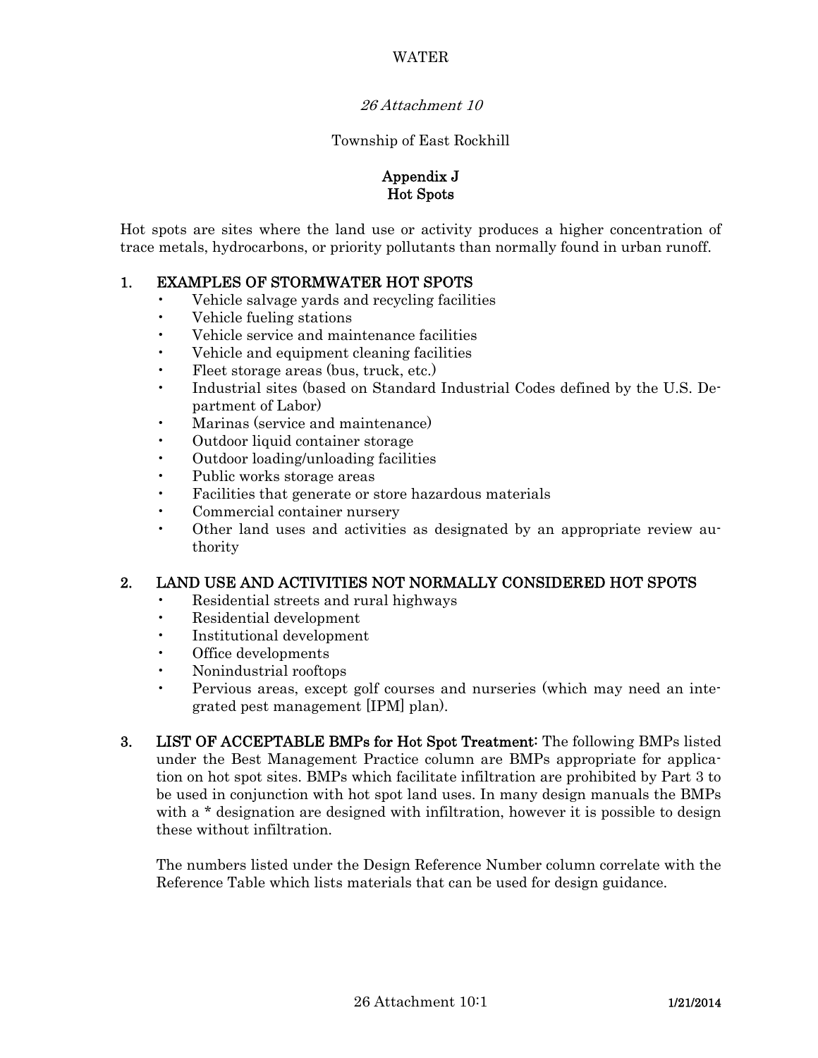WATER

*26 Attachment 10*

Township of East Rockhill

# Appendix J
# Hot Spots

Hot spots are sites where the land use or activity produces a higher concentration of trace metals, hydrocarbons, or priority pollutants than normally found in urban runoff.

## 1. EXAMPLES OF STORMWATER HOT SPOTS

- Vehicle salvage yards and recycling facilities
- Vehicle fueling stations
- Vehicle service and maintenance facilities
- Vehicle and equipment cleaning facilities
- Fleet storage areas (bus, truck, etc.)
- Industrial sites (based on Standard Industrial Codes defined by the U.S. Department of Labor)
- Marinas (service and maintenance)
- Outdoor liquid container storage
- Outdoor loading/unloading facilities
- Public works storage areas
- Facilities that generate or store hazardous materials
- Commercial container nursery
- Other land uses and activities as designated by an appropriate review authority

## 2. LAND USE AND ACTIVITIES NOT NORMALLY CONSIDERED HOT SPOTS

- Residential streets and rural highways
- Residential development
- Institutional development
- Office developments
- Nonindustrial rooftops
- Pervious areas, except golf courses and nurseries (which may need an integrated pest management [IPM] plan).

## 3. LIST OF ACCEPTABLE BMPs for Hot Spot Treatment:

The following BMPs listed under the Best Management Practice column are BMPs appropriate for application on hot spot sites. BMPs which facilitate infiltration are prohibited by Part 3 to be used in conjunction with hot spot land uses. In many design manuals the BMPs with a * designation are designed with infiltration, however it is possible to design these without infiltration.

The numbers listed under the Design Reference Number column correlate with the Reference Table which lists materials that can be used for design guidance.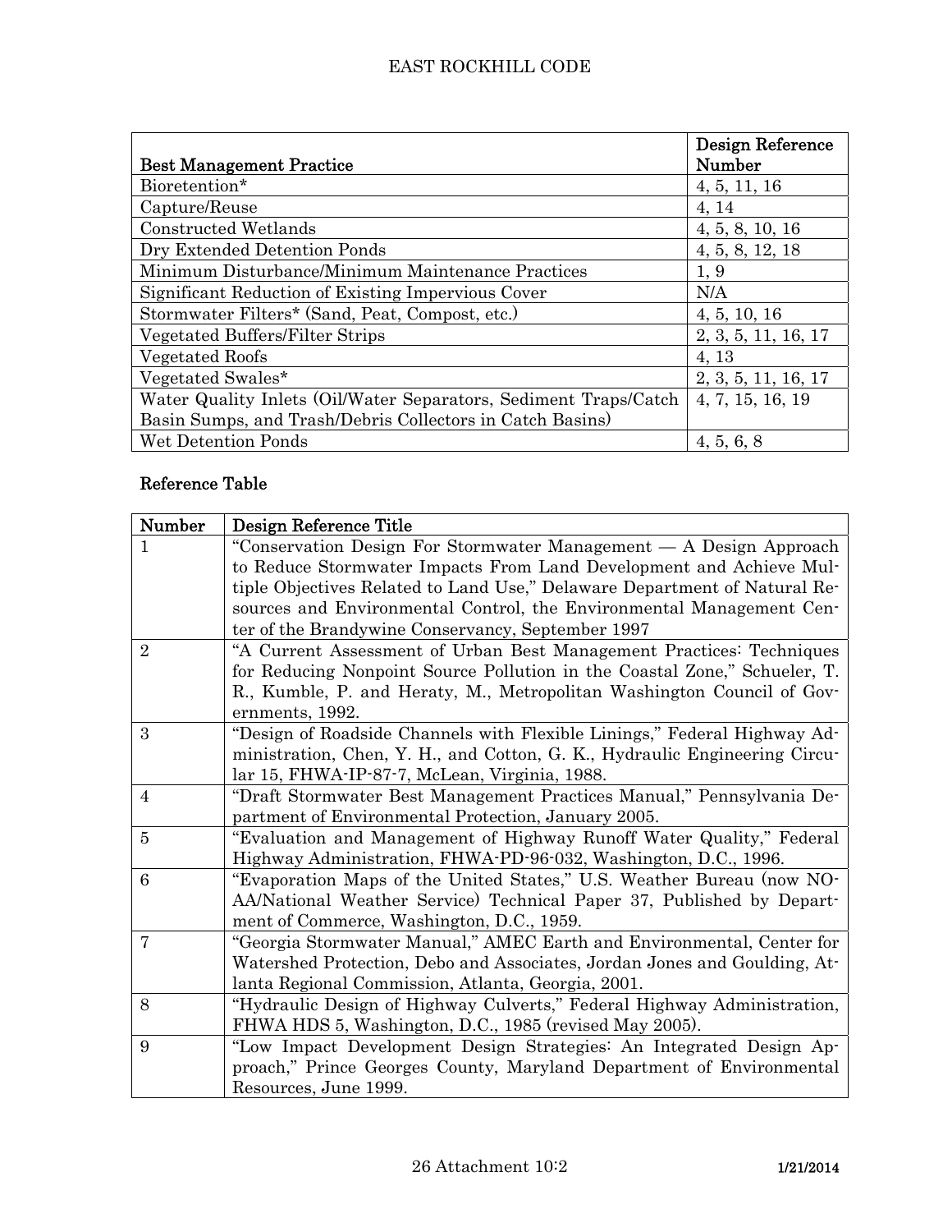| Best Management Practice | Design Reference Number |
|---|---|
| Bioretention* | 4, 5, 11, 16 |
| Capture/Reuse | 4, 14 |
| Constructed Wetlands | 4, 5, 8, 10, 16 |
| Dry Extended Detention Ponds | 4, 5, 8, 12, 18 |
| Minimum Disturbance/Minimum Maintenance Practices | 1, 9 |
| Significant Reduction of Existing Impervious Cover | N/A |
| Stormwater Filters* (Sand, Peat, Compost, etc.) | 4, 5, 10, 16 |
| Vegetated Buffers/Filter Strips | 2, 3, 5, 11, 16, 17 |
| Vegetated Roofs | 4, 13 |
| Vegetated Swales* | 2, 3, 5, 11, 16, 17 |
| Water Quality Inlets (Oil/Water Separators, Sediment Traps/Catch Basin Sumps, and Trash/Debris Collectors in Catch Basins) | 4, 7, 15, 16, 19 |
| Wet Detention Ponds | 4, 5, 6, 8 |

## Reference Table

| Number | Design Reference Title |
|---|---|
| 1 | "Conservation Design For Stormwater Management — A Design Approach to Reduce Stormwater Impacts From Land Development and Achieve Multiple Objectives Related to Land Use," Delaware Department of Natural Resources and Environmental Control, the Environmental Management Center of the Brandywine Conservancy, September 1997 |
| 2 | "A Current Assessment of Urban Best Management Practices: Techniques for Reducing Nonpoint Source Pollution in the Coastal Zone," Schueler, T. R., Kumble, P. and Heraty, M., Metropolitan Washington Council of Governments, 1992. |
| 3 | "Design of Roadside Channels with Flexible Linings," Federal Highway Administration, Chen, Y. H., and Cotton, G. K., Hydraulic Engineering Circular 15, FHWA-IP-87-7, McLean, Virginia, 1988. |
| 4 | "Draft Stormwater Best Management Practices Manual," Pennsylvania Department of Environmental Protection, January 2005. |
| 5 | "Evaluation and Management of Highway Runoff Water Quality," Federal Highway Administration, FHWA-PD-96-032, Washington, D.C., 1996. |
| 6 | "Evaporation Maps of the United States," U.S. Weather Bureau (now NOAA/National Weather Service) Technical Paper 37, Published by Department of Commerce, Washington, D.C., 1959. |
| 7 | "Georgia Stormwater Manual," AMEC Earth and Environmental, Center for Watershed Protection, Debo and Associates, Jordan Jones and Goulding, Atlanta Regional Commission, Atlanta, Georgia, 2001. |
| 8 | "Hydraulic Design of Highway Culverts," Federal Highway Administration, FHWA HDS 5, Washington, D.C., 1985 (revised May 2005). |
| 9 | "Low Impact Development Design Strategies: An Integrated Design Approach," Prince Georges County, Maryland Department of Environmental Resources, June 1999. |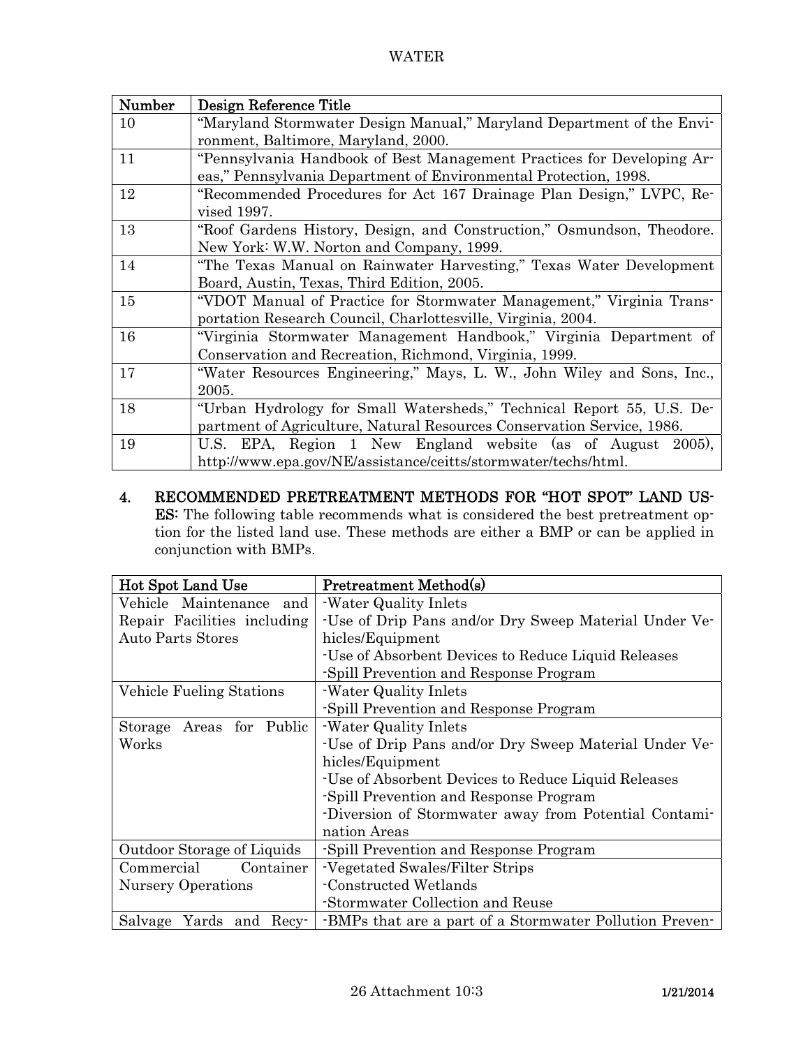| Number | Design Reference Title |
|---|---|
| 10 | "Maryland Stormwater Design Manual," Maryland Department of the Environment, Baltimore, Maryland, 2000. |
| 11 | "Pennsylvania Handbook of Best Management Practices for Developing Areas," Pennsylvania Department of Environmental Protection, 1998. |
| 12 | "Recommended Procedures for Act 167 Drainage Plan Design," LVPC, Revised 1997. |
| 13 | "Roof Gardens History, Design, and Construction," Osmundson, Theodore. New York: W.W. Norton and Company, 1999. |
| 14 | "The Texas Manual on Rainwater Harvesting," Texas Water Development Board, Austin, Texas, Third Edition, 2005. |
| 15 | "VDOT Manual of Practice for Stormwater Management," Virginia Transportation Research Council, Charlottesville, Virginia, 2004. |
| 16 | "Virginia Stormwater Management Handbook," Virginia Department of Conservation and Recreation, Richmond, Virginia, 1999. |
| 17 | "Water Resources Engineering," Mays, L. W., John Wiley and Sons, Inc., 2005. |
| 18 | "Urban Hydrology for Small Watersheds," Technical Report 55, U.S. Department of Agriculture, Natural Resources Conservation Service, 1986. |
| 19 | U.S. EPA, Region 1 New England website (as of August 2005), http://www.epa.gov/NE/assistance/ceitts/stormwater/techs/html. |

4. **RECOMMENDED PRETREATMENT METHODS FOR "HOT SPOT" LAND USES:** The following table recommends what is considered the best pretreatment option for the listed land use. These methods are either a BMP or can be applied in conjunction with BMPs.

| Hot Spot Land Use | Pretreatment Method(s) |
|---|---|
| Vehicle Maintenance and Repair Facilities including Auto Parts Stores | -Water Quality Inlets<br>-Use of Drip Pans and/or Dry Sweep Material Under Vehicles/Equipment<br>-Use of Absorbent Devices to Reduce Liquid Releases<br>-Spill Prevention and Response Program |
| Vehicle Fueling Stations | -Water Quality Inlets<br>-Spill Prevention and Response Program |
| Storage Areas for Public Works | -Water Quality Inlets<br>-Use of Drip Pans and/or Dry Sweep Material Under Vehicles/Equipment<br>-Use of Absorbent Devices to Reduce Liquid Releases<br>-Spill Prevention and Response Program<br>-Diversion of Stormwater away from Potential Contamination Areas |
| Outdoor Storage of Liquids | -Spill Prevention and Response Program |
| Commercial Container Nursery Operations | -Vegetated Swales/Filter Strips<br>-Constructed Wetlands<br>-Stormwater Collection and Reuse |
| Salvage Yards and Recy- | -BMPs that are a part of a Stormwater Pollution Preven- |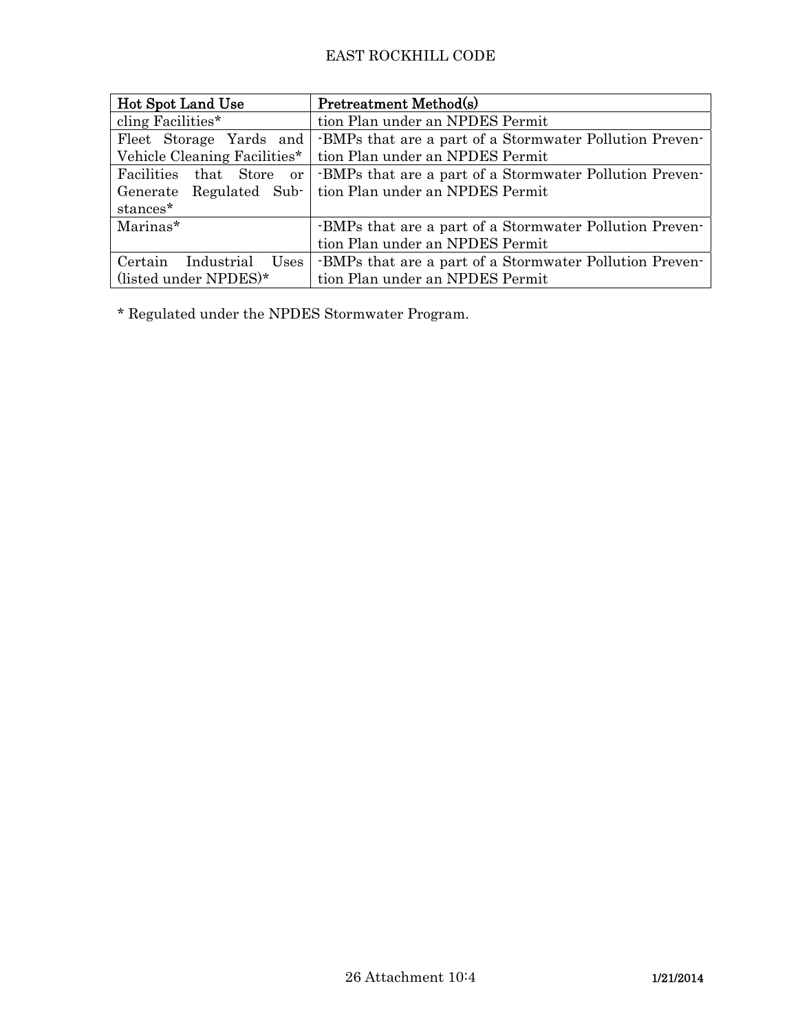| Hot Spot Land Use | Pretreatment Method(s) |
| --- | --- |
| cling Facilities* | tion Plan under an NPDES Permit |
| Fleet Storage Yards and Vehicle Cleaning Facilities* | -BMPs that are a part of a Stormwater Pollution Prevention Plan under an NPDES Permit |
| Facilities that Store or Generate Regulated Substances* | -BMPs that are a part of a Stormwater Pollution Prevention Plan under an NPDES Permit |
| Marinas* | -BMPs that are a part of a Stormwater Pollution Prevention Plan under an NPDES Permit |
| Certain Industrial Uses (listed under NPDES)* | -BMPs that are a part of a Stormwater Pollution Prevention Plan under an NPDES Permit |

* Regulated under the NPDES Stormwater Program.